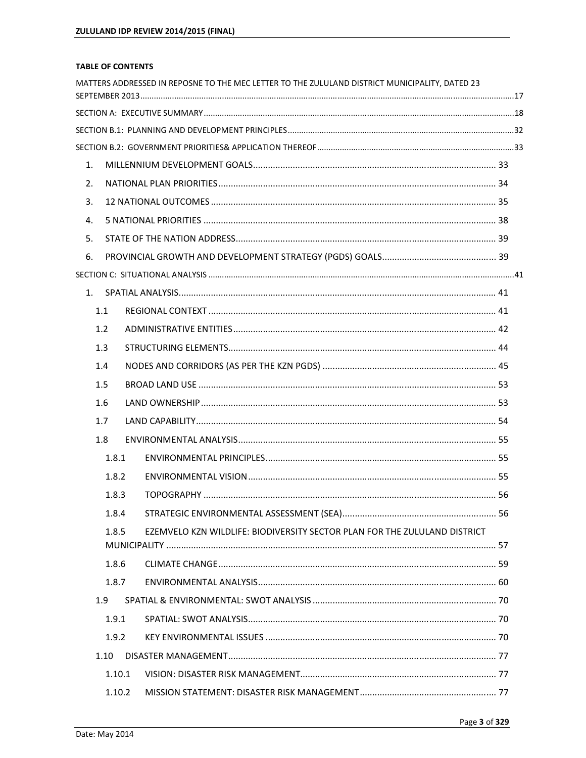**TABLE OF CONTENTS**

MATTERS ADDRESSED IN REPOSNE TO THE MEC LETTER TO THE ZULULAND DISTRICT MUNICIPALITY, DATED 23 SEPTEMBER 2013 ..... 17

SECTION A: EXECUTIVE SUMMARY ..... 18

SECTION B.1: PLANNING AND DEVELOPMENT PRINCIPLES ..... 32

SECTION B.2: GOVERNMENT PRIORITIES& APPLICATION THEREOF ..... 33

- 1. MILLENNIUM DEVELOPMENT GOALS ..... 33
- 2. NATIONAL PLAN PRIORITIES ..... 34
- 3. 12 NATIONAL OUTCOMES ..... 35
- 4. 5 NATIONAL PRIORITIES ..... 38
- 5. STATE OF THE NATION ADDRESS ..... 39
- 6. PROVINCIAL GROWTH AND DEVELOPMENT STRATEGY (PGDS) GOALS ..... 39

SECTION C: SITUATIONAL ANALYSIS ..... 41

- 1. SPATIAL ANALYSIS ..... 41
  - 1.1 REGIONAL CONTEXT ..... 41
  - 1.2 ADMINISTRATIVE ENTITIES ..... 42
  - 1.3 STRUCTURING ELEMENTS ..... 44
  - 1.4 NODES AND CORRIDORS (AS PER THE KZN PGDS) ..... 45
  - 1.5 BROAD LAND USE ..... 53
  - 1.6 LAND OWNERSHIP ..... 53
  - 1.7 LAND CAPABILITY ..... 54
  - 1.8 ENVIRONMENTAL ANALYSIS ..... 55
    - 1.8.1 ENVIRONMENTAL PRINCIPLES ..... 55
    - 1.8.2 ENVIRONMENTAL VISION ..... 55
    - 1.8.3 TOPOGRAPHY ..... 56
    - 1.8.4 STRATEGIC ENVIRONMENTAL ASSESSMENT (SEA) ..... 56
    - 1.8.5 EZEMVELO KZN WILDLIFE: BIODIVERSITY SECTOR PLAN FOR THE ZULULAND DISTRICT MUNICIPALITY ..... 57
    - 1.8.6 CLIMATE CHANGE ..... 59
    - 1.8.7 ENVIRONMENTAL ANALYSIS ..... 60
  - 1.9 SPATIAL & ENVIRONMENTAL: SWOT ANALYSIS ..... 70
    - 1.9.1 SPATIAL: SWOT ANALYSIS ..... 70
    - 1.9.2 KEY ENVIRONMENTAL ISSUES ..... 70
  - 1.10 DISASTER MANAGEMENT ..... 77
    - 1.10.1 VISION: DISASTER RISK MANAGEMENT ..... 77
    - 1.10.2 MISSION STATEMENT: DISASTER RISK MANAGEMENT ..... 77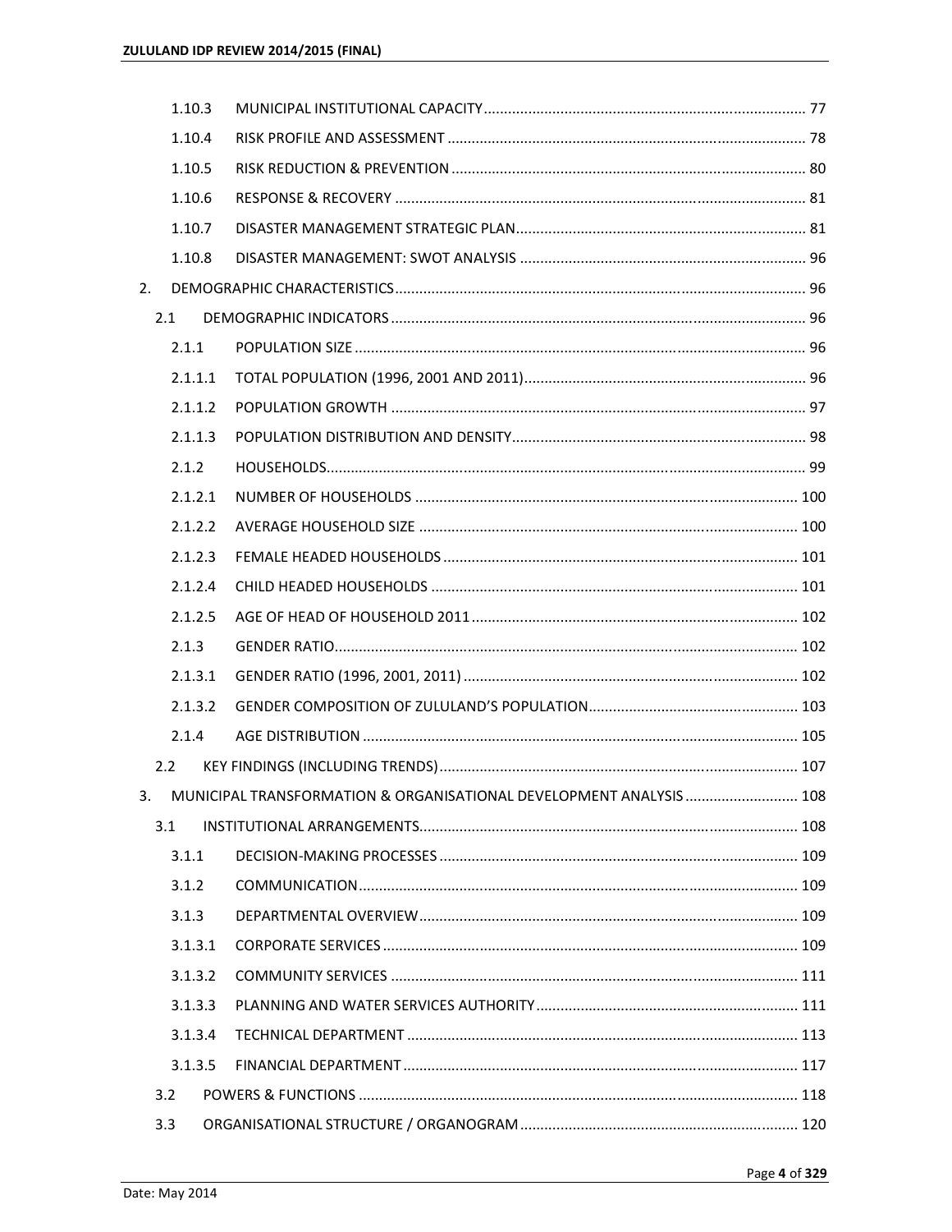| | | |
|---|---|---|
| 1.10.3 | MUNICIPAL INSTITUTIONAL CAPACITY | 77 |
| 1.10.4 | RISK PROFILE AND ASSESSMENT | 78 |
| 1.10.5 | RISK REDUCTION & PREVENTION | 80 |
| 1.10.6 | RESPONSE & RECOVERY | 81 |
| 1.10.7 | DISASTER MANAGEMENT STRATEGIC PLAN | 81 |
| 1.10.8 | DISASTER MANAGEMENT: SWOT ANALYSIS | 96 |
| 2. | DEMOGRAPHIC CHARACTERISTICS | 96 |
| 2.1 | DEMOGRAPHIC INDICATORS | 96 |
| 2.1.1 | POPULATION SIZE | 96 |
| 2.1.1.1 | TOTAL POPULATION (1996, 2001 AND 2011) | 96 |
| 2.1.1.2 | POPULATION GROWTH | 97 |
| 2.1.1.3 | POPULATION DISTRIBUTION AND DENSITY | 98 |
| 2.1.2 | HOUSEHOLDS | 99 |
| 2.1.2.1 | NUMBER OF HOUSEHOLDS | 100 |
| 2.1.2.2 | AVERAGE HOUSEHOLD SIZE | 100 |
| 2.1.2.3 | FEMALE HEADED HOUSEHOLDS | 101 |
| 2.1.2.4 | CHILD HEADED HOUSEHOLDS | 101 |
| 2.1.2.5 | AGE OF HEAD OF HOUSEHOLD 2011 | 102 |
| 2.1.3 | GENDER RATIO | 102 |
| 2.1.3.1 | GENDER RATIO (1996, 2001, 2011) | 102 |
| 2.1.3.2 | GENDER COMPOSITION OF ZULULAND'S POPULATION | 103 |
| 2.1.4 | AGE DISTRIBUTION | 105 |
| 2.2 | KEY FINDINGS (INCLUDING TRENDS) | 107 |
| 3. | MUNICIPAL TRANSFORMATION & ORGANISATIONAL DEVELOPMENT ANALYSIS | 108 |
| 3.1 | INSTITUTIONAL ARRANGEMENTS | 108 |
| 3.1.1 | DECISION-MAKING PROCESSES | 109 |
| 3.1.2 | COMMUNICATION | 109 |
| 3.1.3 | DEPARTMENTAL OVERVIEW | 109 |
| 3.1.3.1 | CORPORATE SERVICES | 109 |
| 3.1.3.2 | COMMUNITY SERVICES | 111 |
| 3.1.3.3 | PLANNING AND WATER SERVICES AUTHORITY | 111 |
| 3.1.3.4 | TECHNICAL DEPARTMENT | 113 |
| 3.1.3.5 | FINANCIAL DEPARTMENT | 117 |
| 3.2 | POWERS & FUNCTIONS | 118 |
| 3.3 | ORGANISATIONAL STRUCTURE / ORGANOGRAM | 120 |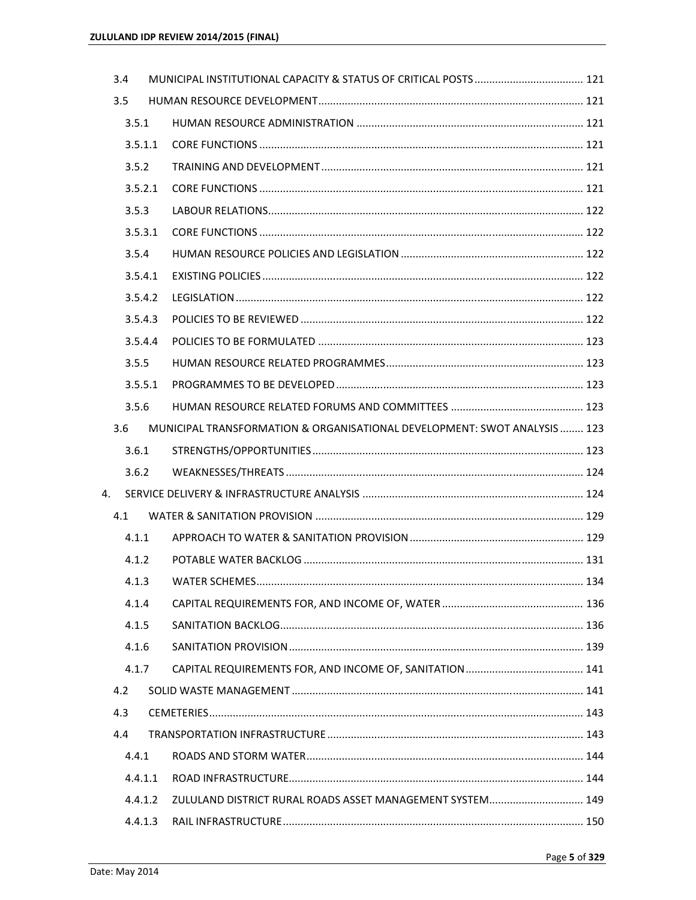- 3.4 MUNICIPAL INSTITUTIONAL CAPACITY & STATUS OF CRITICAL POSTS ..... 121
- 3.5 HUMAN RESOURCE DEVELOPMENT ..... 121
  - 3.5.1 HUMAN RESOURCE ADMINISTRATION ..... 121
  - 3.5.1.1 CORE FUNCTIONS ..... 121
  - 3.5.2 TRAINING AND DEVELOPMENT ..... 121
  - 3.5.2.1 CORE FUNCTIONS ..... 121
  - 3.5.3 LABOUR RELATIONS ..... 122
  - 3.5.3.1 CORE FUNCTIONS ..... 122
  - 3.5.4 HUMAN RESOURCE POLICIES AND LEGISLATION ..... 122
  - 3.5.4.1 EXISTING POLICIES ..... 122
  - 3.5.4.2 LEGISLATION ..... 122
  - 3.5.4.3 POLICIES TO BE REVIEWED ..... 122
  - 3.5.4.4 POLICIES TO BE FORMULATED ..... 123
  - 3.5.5 HUMAN RESOURCE RELATED PROGRAMMES ..... 123
  - 3.5.5.1 PROGRAMMES TO BE DEVELOPED ..... 123
  - 3.5.6 HUMAN RESOURCE RELATED FORUMS AND COMMITTEES ..... 123
- 3.6 MUNICIPAL TRANSFORMATION & ORGANISATIONAL DEVELOPMENT: SWOT ANALYSIS ..... 123
  - 3.6.1 STRENGTHS/OPPORTUNITIES ..... 123
  - 3.6.2 WEAKNESSES/THREATS ..... 124

4. SERVICE DELIVERY & INFRASTRUCTURE ANALYSIS ..... 124

- 4.1 WATER & SANITATION PROVISION ..... 129
  - 4.1.1 APPROACH TO WATER & SANITATION PROVISION ..... 129
  - 4.1.2 POTABLE WATER BACKLOG ..... 131
  - 4.1.3 WATER SCHEMES ..... 134
  - 4.1.4 CAPITAL REQUIREMENTS FOR, AND INCOME OF, WATER ..... 136
  - 4.1.5 SANITATION BACKLOG ..... 136
  - 4.1.6 SANITATION PROVISION ..... 139
  - 4.1.7 CAPITAL REQUIREMENTS FOR, AND INCOME OF, SANITATION ..... 141
- 4.2 SOLID WASTE MANAGEMENT ..... 141
- 4.3 CEMETERIES ..... 143
- 4.4 TRANSPORTATION INFRASTRUCTURE ..... 143
  - 4.4.1 ROADS AND STORM WATER ..... 144
  - 4.4.1.1 ROAD INFRASTRUCTURE ..... 144
  - 4.4.1.2 ZULULAND DISTRICT RURAL ROADS ASSET MANAGEMENT SYSTEM ..... 149
  - 4.4.1.3 RAIL INFRASTRUCTURE ..... 150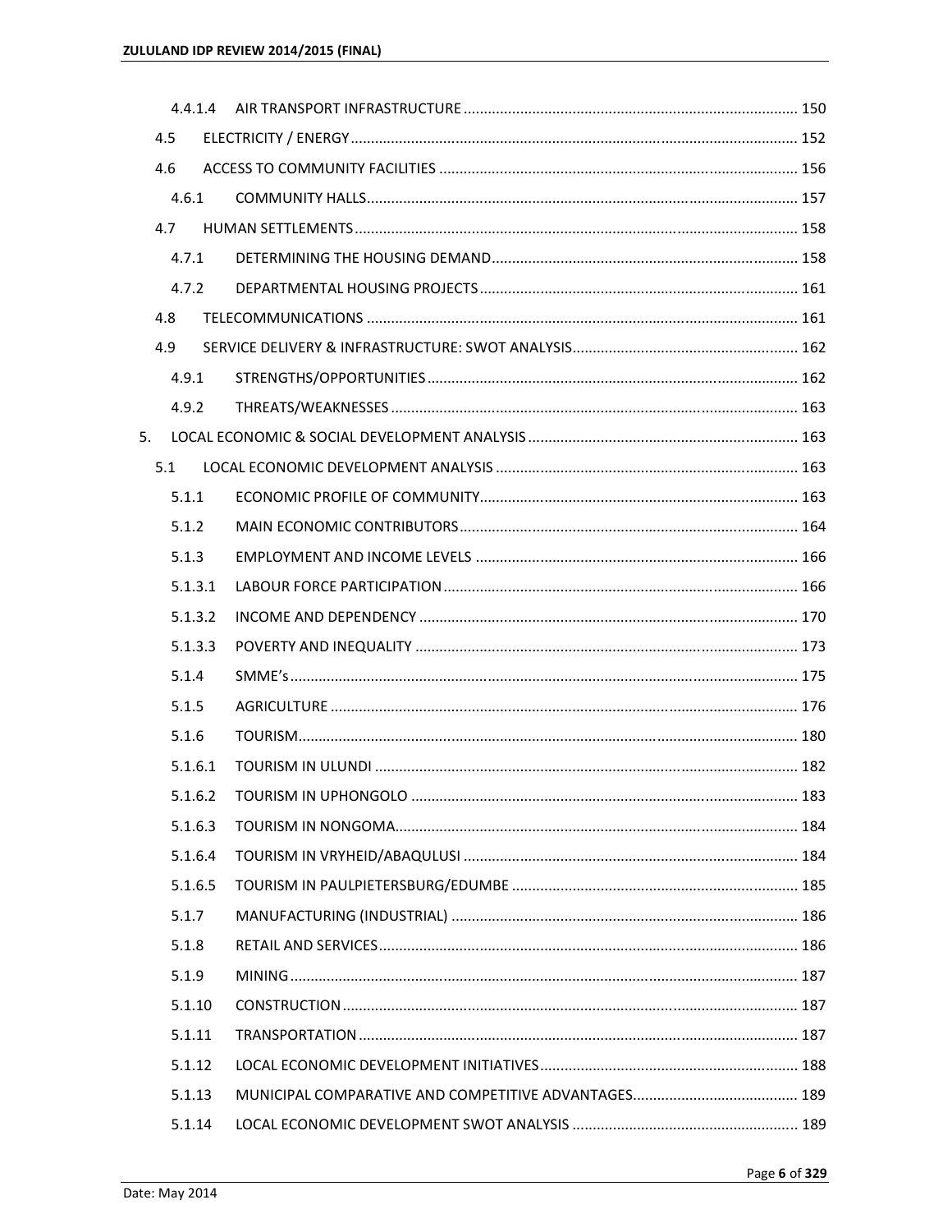4.4.1.4 AIR TRANSPORT INFRASTRUCTURE ........ 150

4.5 ELECTRICITY / ENERGY ........ 152

4.6 ACCESS TO COMMUNITY FACILITIES ........ 156

4.6.1 COMMUNITY HALLS ........ 157

4.7 HUMAN SETTLEMENTS ........ 158

4.7.1 DETERMINING THE HOUSING DEMAND ........ 158

4.7.2 DEPARTMENTAL HOUSING PROJECTS ........ 161

4.8 TELECOMMUNICATIONS ........ 161

4.9 SERVICE DELIVERY & INFRASTRUCTURE: SWOT ANALYSIS ........ 162

4.9.1 STRENGTHS/OPPORTUNITIES ........ 162

4.9.2 THREATS/WEAKNESSES ........ 163

5. LOCAL ECONOMIC & SOCIAL DEVELOPMENT ANALYSIS ........ 163

5.1 LOCAL ECONOMIC DEVELOPMENT ANALYSIS ........ 163

5.1.1 ECONOMIC PROFILE OF COMMUNITY ........ 163

5.1.2 MAIN ECONOMIC CONTRIBUTORS ........ 164

5.1.3 EMPLOYMENT AND INCOME LEVELS ........ 166

5.1.3.1 LABOUR FORCE PARTICIPATION ........ 166

5.1.3.2 INCOME AND DEPENDENCY ........ 170

5.1.3.3 POVERTY AND INEQUALITY ........ 173

5.1.4 SMME's ........ 175

5.1.5 AGRICULTURE ........ 176

5.1.6 TOURISM ........ 180

5.1.6.1 TOURISM IN ULUNDI ........ 182

5.1.6.2 TOURISM IN UPHONGOLO ........ 183

5.1.6.3 TOURISM IN NONGOMA ........ 184

5.1.6.4 TOURISM IN VRYHEID/ABAQULUSI ........ 184

5.1.6.5 TOURISM IN PAULPIETERSBURG/EDUMBE ........ 185

5.1.7 MANUFACTURING (INDUSTRIAL) ........ 186

5.1.8 RETAIL AND SERVICES ........ 186

5.1.9 MINING ........ 187

5.1.10 CONSTRUCTION ........ 187

5.1.11 TRANSPORTATION ........ 187

5.1.12 LOCAL ECONOMIC DEVELOPMENT INITIATIVES ........ 188

5.1.13 MUNICIPAL COMPARATIVE AND COMPETITIVE ADVANTAGES ........ 189

5.1.14 LOCAL ECONOMIC DEVELOPMENT SWOT ANALYSIS ........ 189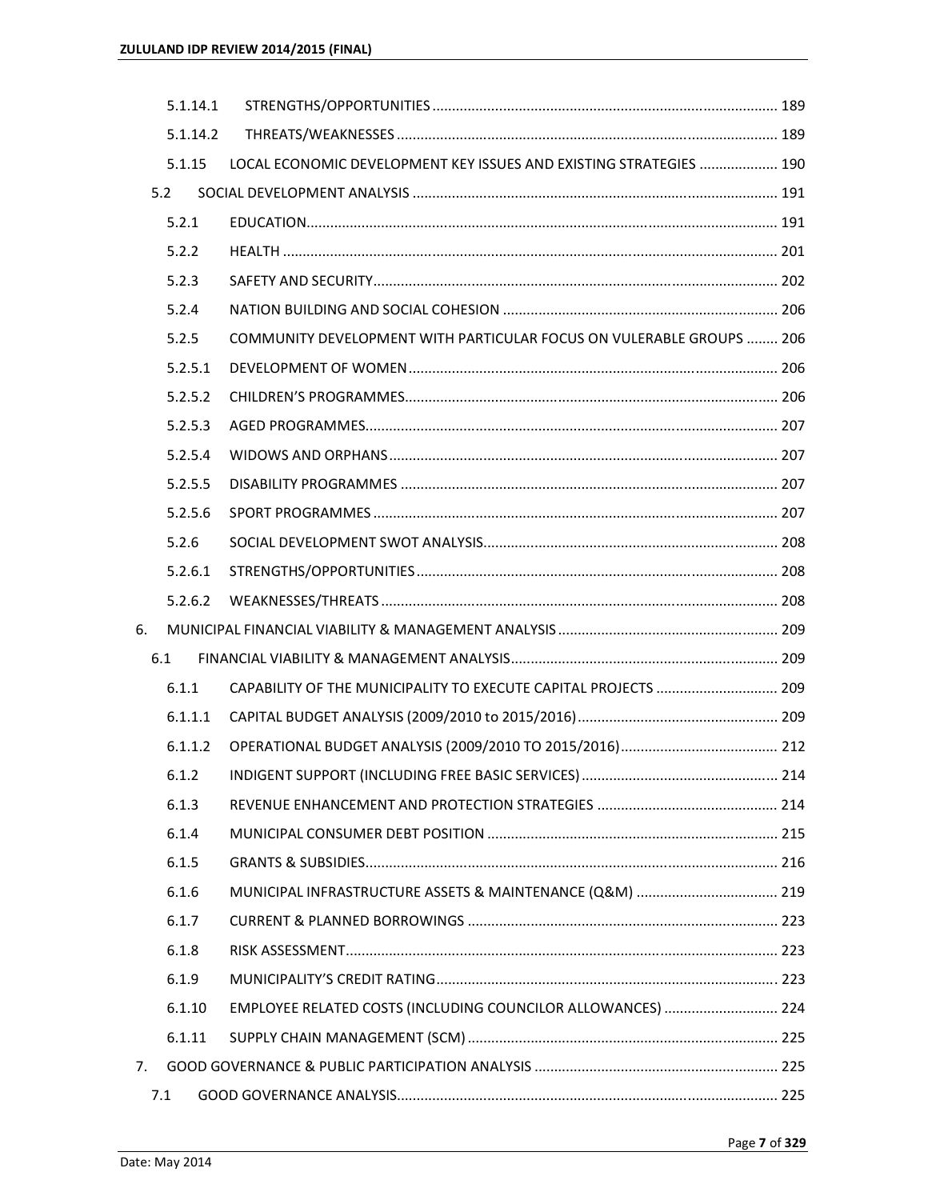| | | |
|---|---|---|
| 5.1.14.1 | STRENGTHS/OPPORTUNITIES | 189 |
| 5.1.14.2 | THREATS/WEAKNESSES | 189 |
| 5.1.15 | LOCAL ECONOMIC DEVELOPMENT KEY ISSUES AND EXISTING STRATEGIES | 190 |
| 5.2 | SOCIAL DEVELOPMENT ANALYSIS | 191 |
| 5.2.1 | EDUCATION | 191 |
| 5.2.2 | HEALTH | 201 |
| 5.2.3 | SAFETY AND SECURITY | 202 |
| 5.2.4 | NATION BUILDING AND SOCIAL COHESION | 206 |
| 5.2.5 | COMMUNITY DEVELOPMENT WITH PARTICULAR FOCUS ON VULERABLE GROUPS | 206 |
| 5.2.5.1 | DEVELOPMENT OF WOMEN | 206 |
| 5.2.5.2 | CHILDREN'S PROGRAMMES | 206 |
| 5.2.5.3 | AGED PROGRAMMES | 207 |
| 5.2.5.4 | WIDOWS AND ORPHANS | 207 |
| 5.2.5.5 | DISABILITY PROGRAMMES | 207 |
| 5.2.5.6 | SPORT PROGRAMMES | 207 |
| 5.2.6 | SOCIAL DEVELOPMENT SWOT ANALYSIS | 208 |
| 5.2.6.1 | STRENGTHS/OPPORTUNITIES | 208 |
| 5.2.6.2 | WEAKNESSES/THREATS | 208 |
| 6. | MUNICIPAL FINANCIAL VIABILITY & MANAGEMENT ANALYSIS | 209 |
| 6.1 | FINANCIAL VIABILITY & MANAGEMENT ANALYSIS | 209 |
| 6.1.1 | CAPABILITY OF THE MUNICIPALITY TO EXECUTE CAPITAL PROJECTS | 209 |
| 6.1.1.1 | CAPITAL BUDGET ANALYSIS (2009/2010 to 2015/2016) | 209 |
| 6.1.1.2 | OPERATIONAL BUDGET ANALYSIS (2009/2010 TO 2015/2016) | 212 |
| 6.1.2 | INDIGENT SUPPORT (INCLUDING FREE BASIC SERVICES) | 214 |
| 6.1.3 | REVENUE ENHANCEMENT AND PROTECTION STRATEGIES | 214 |
| 6.1.4 | MUNICIPAL CONSUMER DEBT POSITION | 215 |
| 6.1.5 | GRANTS & SUBSIDIES | 216 |
| 6.1.6 | MUNICIPAL INFRASTRUCTURE ASSETS & MAINTENANCE (Q&M) | 219 |
| 6.1.7 | CURRENT & PLANNED BORROWINGS | 223 |
| 6.1.8 | RISK ASSESSMENT | 223 |
| 6.1.9 | MUNICIPALITY'S CREDIT RATING | 223 |
| 6.1.10 | EMPLOYEE RELATED COSTS (INCLUDING COUNCILOR ALLOWANCES) | 224 |
| 6.1.11 | SUPPLY CHAIN MANAGEMENT (SCM) | 225 |
| 7. | GOOD GOVERNANCE & PUBLIC PARTICIPATION ANALYSIS | 225 |
| 7.1 | GOOD GOVERNANCE ANALYSIS | 225 |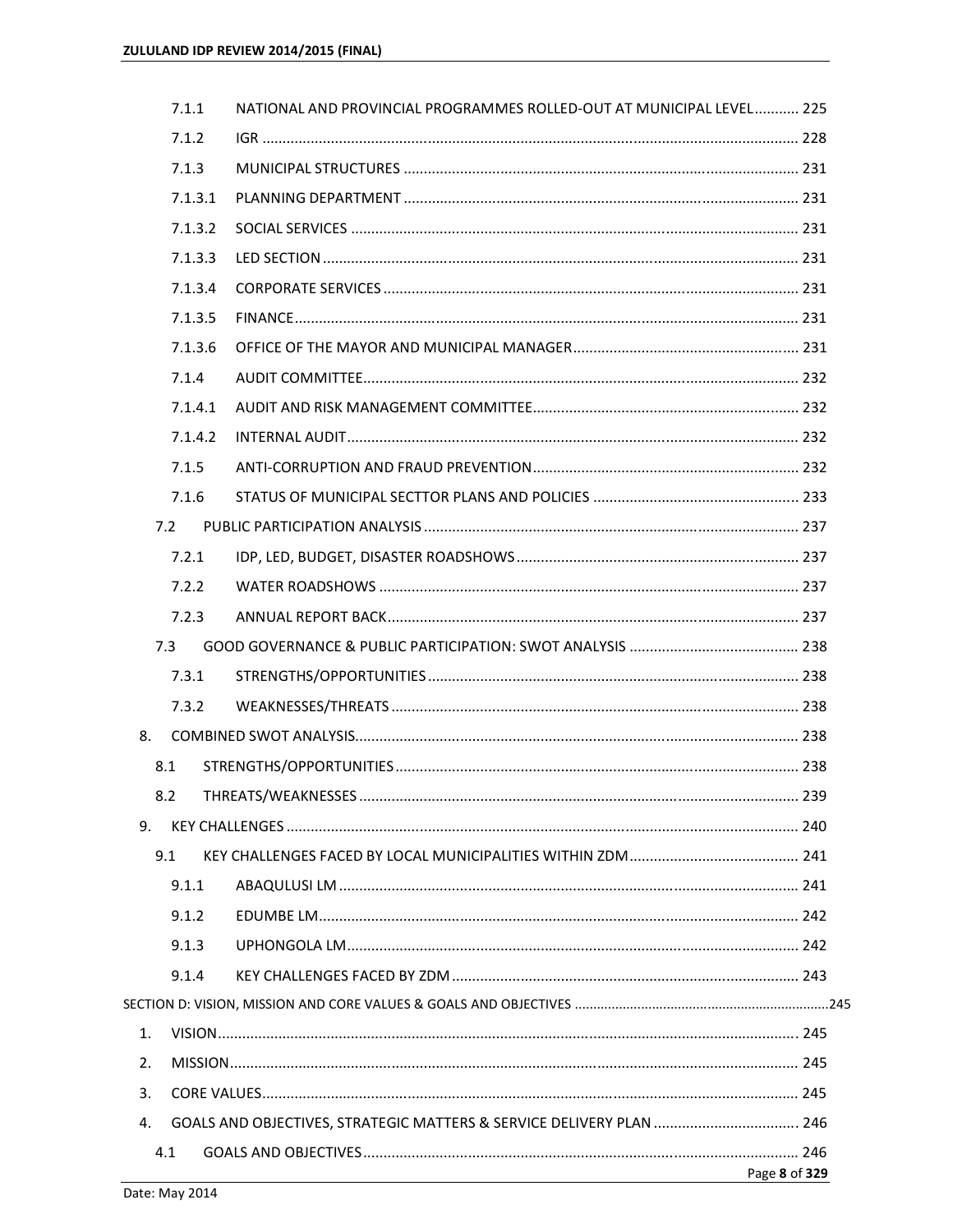7.1.1 NATIONAL AND PROVINCIAL PROGRAMMES ROLLED-OUT AT MUNICIPAL LEVEL........... 225

7.1.2 IGR .................................................................................................................... 228

7.1.3 MUNICIPAL STRUCTURES ................................................................................ 231

7.1.3.1 PLANNING DEPARTMENT ................................................................................ 231

7.1.3.2 SOCIAL SERVICES ............................................................................................. 231

7.1.3.3 LED SECTION .................................................................................................... 231

7.1.3.4 CORPORATE SERVICES ..................................................................................... 231

7.1.3.5 FINANCE ........................................................................................................... 231

7.1.3.6 OFFICE OF THE MAYOR AND MUNICIPAL MANAGER ...................................... 231

7.1.4 AUDIT COMMITTEE .......................................................................................... 232

7.1.4.1 AUDIT AND RISK MANAGEMENT COMMITTEE ................................................ 232

7.1.4.2 INTERNAL AUDIT .............................................................................................. 232

7.1.5 ANTI-CORRUPTION AND FRAUD PREVENTION ................................................ 232

7.1.6 STATUS OF MUNICIPAL SECTTOR PLANS AND POLICIES .................................. 233

7.2 PUBLIC PARTICIPATION ANALYSIS ........................................................................... 237

7.2.1 IDP, LED, BUDGET, DISASTER ROADSHOWS ..................................................... 237

7.2.2 WATER ROADSHOWS ....................................................................................... 237

7.2.3 ANNUAL REPORT BACK ..................................................................................... 237

7.3 GOOD GOVERNANCE & PUBLIC PARTICIPATION: SWOT ANALYSIS .......................... 238

7.3.1 STRENGTHS/OPPORTUNITIES ........................................................................... 238

7.3.2 WEAKNESSES/THREATS .................................................................................... 238

8. COMBINED SWOT ANALYSIS ............................................................................................ 238

8.1 STRENGTHS/OPPORTUNITIES ................................................................................... 238

8.2 THREATS/WEAKNESSES ............................................................................................ 239

9. KEY CHALLENGES ............................................................................................................ 240

9.1 KEY CHALLENGES FACED BY LOCAL MUNICIPALITIES WITHIN ZDM .......................... 241

9.1.1 ABAQULUSI LM ................................................................................................ 241

9.1.2 EDUMBE LM ..................................................................................................... 242

9.1.3 UPHONGOLA LM .............................................................................................. 242

9.1.4 KEY CHALLENGES FACED BY ZDM ..................................................................... 243

SECTION D: VISION, MISSION AND CORE VALUES & GOALS AND OBJECTIVES ...................... 245

1. VISION ............................................................................................................................. 245

2. MISSION ........................................................................................................................... 245

3. CORE VALUES ................................................................................................................... 245

4. GOALS AND OBJECTIVES, STRATEGIC MATTERS & SERVICE DELIVERY PLAN .................... 246

4.1 GOALS AND OBJECTIVES ........................................................................................... 246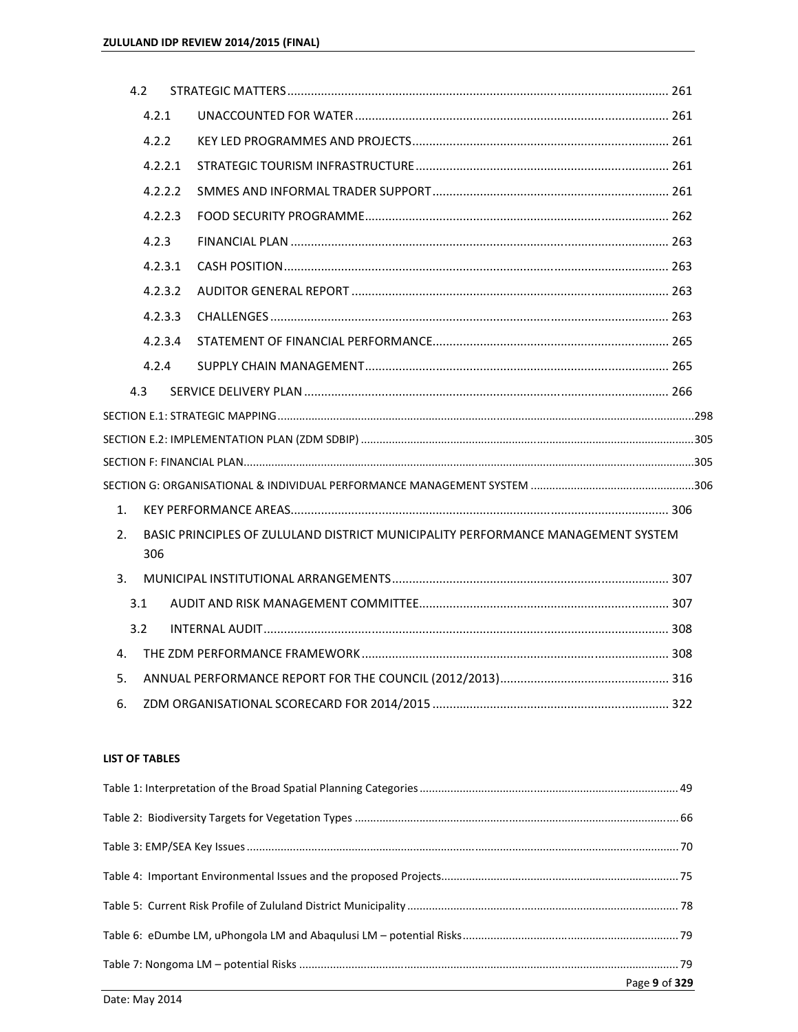4.2 STRATEGIC MATTERS ... 261

4.2.1 UNACCOUNTED FOR WATER ... 261

4.2.2 KEY LED PROGRAMMES AND PROJECTS ... 261

4.2.2.1 STRATEGIC TOURISM INFRASTRUCTURE ... 261

4.2.2.2 SMMES AND INFORMAL TRADER SUPPORT ... 261

4.2.2.3 FOOD SECURITY PROGRAMME ... 262

4.2.3 FINANCIAL PLAN ... 263

4.2.3.1 CASH POSITION ... 263

4.2.3.2 AUDITOR GENERAL REPORT ... 263

4.2.3.3 CHALLENGES ... 263

4.2.3.4 STATEMENT OF FINANCIAL PERFORMANCE ... 265

4.2.4 SUPPLY CHAIN MANAGEMENT ... 265

4.3 SERVICE DELIVERY PLAN ... 266

SECTION E.1: STRATEGIC MAPPING ... 298

SECTION E.2: IMPLEMENTATION PLAN (ZDM SDBIP) ... 305

SECTION F: FINANCIAL PLAN ... 305

SECTION G: ORGANISATIONAL & INDIVIDUAL PERFORMANCE MANAGEMENT SYSTEM ... 306

1. KEY PERFORMANCE AREAS ... 306
2. BASIC PRINCIPLES OF ZULULAND DISTRICT MUNICIPALITY PERFORMANCE MANAGEMENT SYSTEM 306
3. MUNICIPAL INSTITUTIONAL ARRANGEMENTS ... 307

3.1 AUDIT AND RISK MANAGEMENT COMMITTEE ... 307

3.2 INTERNAL AUDIT ... 308

4. THE ZDM PERFORMANCE FRAMEWORK ... 308
5. ANNUAL PERFORMANCE REPORT FOR THE COUNCIL (2012/2013) ... 316
6. ZDM ORGANISATIONAL SCORECARD FOR 2014/2015 ... 322

**LIST OF TABLES**

Table 1: Interpretation of the Broad Spatial Planning Categories ... 49

Table 2: Biodiversity Targets for Vegetation Types ... 66

Table 3: EMP/SEA Key Issues ... 70

Table 4: Important Environmental Issues and the proposed Projects ... 75

Table 5: Current Risk Profile of Zululand District Municipality ... 78

Table 6: eDumbe LM, uPhongola LM and Abaqulusi LM – potential Risks ... 79

Table 7: Nongoma LM – potential Risks ... 79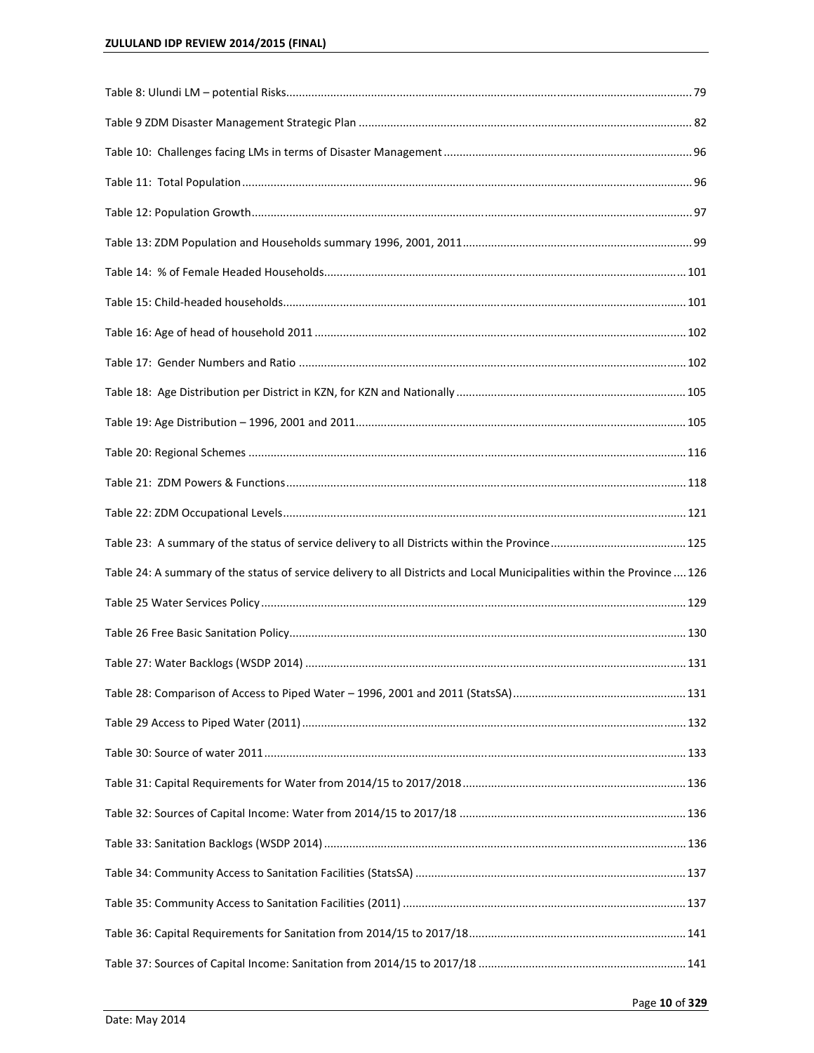Table 8: Ulundi LM – potential Risks ........ 79

Table 9 ZDM Disaster Management Strategic Plan ........ 82

Table 10: Challenges facing LMs in terms of Disaster Management ........ 96

Table 11: Total Population ........ 96

Table 12: Population Growth ........ 97

Table 13: ZDM Population and Households summary 1996, 2001, 2011 ........ 99

Table 14: % of Female Headed Households ........ 101

Table 15: Child-headed households ........ 101

Table 16: Age of head of household 2011 ........ 102

Table 17: Gender Numbers and Ratio ........ 102

Table 18: Age Distribution per District in KZN, for KZN and Nationally ........ 105

Table 19: Age Distribution – 1996, 2001 and 2011 ........ 105

Table 20: Regional Schemes ........ 116

Table 21: ZDM Powers & Functions ........ 118

Table 22: ZDM Occupational Levels ........ 121

Table 23: A summary of the status of service delivery to all Districts within the Province ........ 125

Table 24: A summary of the status of service delivery to all Districts and Local Municipalities within the Province ........ 126

Table 25 Water Services Policy ........ 129

Table 26 Free Basic Sanitation Policy ........ 130

Table 27: Water Backlogs (WSDP 2014) ........ 131

Table 28: Comparison of Access to Piped Water – 1996, 2001 and 2011 (StatsSA) ........ 131

Table 29 Access to Piped Water (2011) ........ 132

Table 30: Source of water 2011 ........ 133

Table 31: Capital Requirements for Water from 2014/15 to 2017/2018 ........ 136

Table 32: Sources of Capital Income: Water from 2014/15 to 2017/18 ........ 136

Table 33: Sanitation Backlogs (WSDP 2014) ........ 136

Table 34: Community Access to Sanitation Facilities (StatsSA) ........ 137

Table 35: Community Access to Sanitation Facilities (2011) ........ 137

Table 36: Capital Requirements for Sanitation from 2014/15 to 2017/18 ........ 141

Table 37: Sources of Capital Income: Sanitation from 2014/15 to 2017/18 ........ 141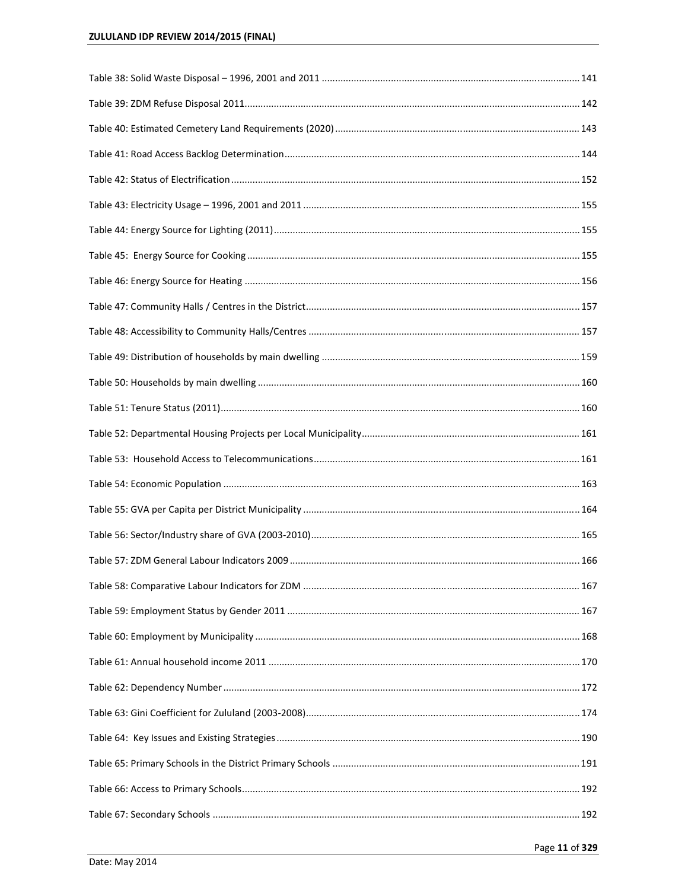Table 38: Solid Waste Disposal – 1996, 2001 and 2011 ................................................................................................ 141

Table 39: ZDM Refuse Disposal 2011............................................................................................................................ 142

Table 40: Estimated Cemetery Land Requirements (2020) .......................................................................................... 143

Table 41: Road Access Backlog Determination ............................................................................................................. 144

Table 42: Status of Electrification ................................................................................................................................. 152

Table 43: Electricity Usage – 1996, 2001 and 2011 ...................................................................................................... 155

Table 44: Energy Source for Lighting (2011) ................................................................................................................. 155

Table 45: Energy Source for Cooking ........................................................................................................................... 155

Table 46: Energy Source for Heating ............................................................................................................................ 156

Table 47: Community Halls / Centres in the District ..................................................................................................... 157

Table 48: Accessibility to Community Halls/Centres .................................................................................................... 157

Table 49: Distribution of households by main dwelling ............................................................................................... 159

Table 50: Households by main dwelling ....................................................................................................................... 160

Table 51: Tenure Status (2011) ..................................................................................................................................... 160

Table 52: Departmental Housing Projects per Local Municipality ................................................................................ 161

Table 53: Household Access to Telecommunications .................................................................................................. 161

Table 54: Economic Population .................................................................................................................................... 163

Table 55: GVA per Capita per District Municipality ...................................................................................................... 164

Table 56: Sector/Industry share of GVA (2003-2010) ................................................................................................... 165

Table 57: ZDM General Labour Indicators 2009 ........................................................................................................... 166

Table 58: Comparative Labour Indicators for ZDM ...................................................................................................... 167

Table 59: Employment Status by Gender 2011 ............................................................................................................ 167

Table 60: Employment by Municipality ........................................................................................................................ 168

Table 61: Annual household income 2011 ................................................................................................................... 170

Table 62: Dependency Number .................................................................................................................................... 172

Table 63: Gini Coefficient for Zululand (2003-2008) ..................................................................................................... 174

Table 64: Key Issues and Existing Strategies ................................................................................................................ 190

Table 65: Primary Schools in the District Primary Schools ........................................................................................... 191

Table 66: Access to Primary Schools ............................................................................................................................ 192

Table 67: Secondary Schools ........................................................................................................................................ 192

Date: May 2014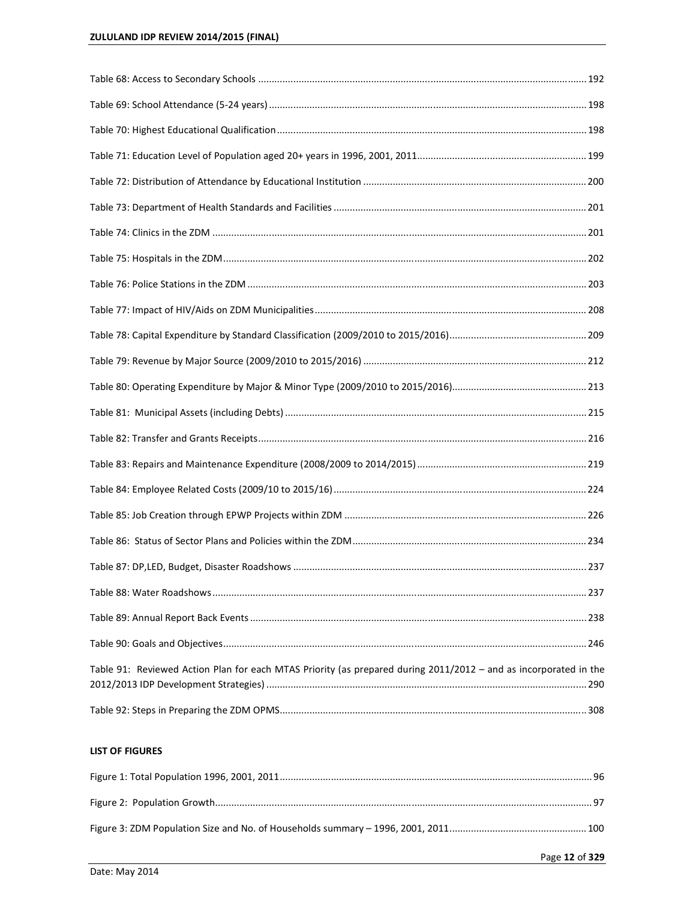Table 68: Access to Secondary Schools ........................................................................................................................ 192

Table 69: School Attendance (5-24 years) ..................................................................................................................... 198

Table 70: Highest Educational Qualification .................................................................................................................. 198

Table 71: Education Level of Population aged 20+ years in 1996, 2001, 2011 .............................................................. 199

Table 72: Distribution of Attendance by Educational Institution .................................................................................. 200

Table 73: Department of Health Standards and Facilities ............................................................................................. 201

Table 74: Clinics in the ZDM .......................................................................................................................................... 201

Table 75: Hospitals in the ZDM ...................................................................................................................................... 202

Table 76: Police Stations in the ZDM ............................................................................................................................. 203

Table 77: Impact of HIV/Aids on ZDM Municipalities .................................................................................................... 208

Table 78: Capital Expenditure by Standard Classification (2009/2010 to 2015/2016) .................................................. 209

Table 79: Revenue by Major Source (2009/2010 to 2015/2016) .................................................................................. 212

Table 80: Operating Expenditure by Major & Minor Type (2009/2010 to 2015/2016) ................................................. 213

Table 81: Municipal Assets (including Debts) ............................................................................................................... 215

Table 82: Transfer and Grants Receipts ......................................................................................................................... 216

Table 83: Repairs and Maintenance Expenditure (2008/2009 to 2014/2015) .............................................................. 219

Table 84: Employee Related Costs (2009/10 to 2015/16) ............................................................................................. 224

Table 85: Job Creation through EPWP Projects within ZDM ......................................................................................... 226

Table 86: Status of Sector Plans and Policies within the ZDM ...................................................................................... 234

Table 87: DP,LED, Budget, Disaster Roadshows ............................................................................................................ 237

Table 88: Water Roadshows .......................................................................................................................................... 237

Table 89: Annual Report Back Events ............................................................................................................................ 238

Table 90: Goals and Objectives ...................................................................................................................................... 246

Table 91: Reviewed Action Plan for each MTAS Priority (as prepared during 2011/2012 – and as incorporated in the 2012/2013 IDP Development Strategies) ...................................................................................................................... 290

Table 92: Steps in Preparing the ZDM OPMS ................................................................................................................ 308

**LIST OF FIGURES**

Figure 1: Total Population 1996, 2001, 2011 ................................................................................................................... 96

Figure 2: Population Growth ........................................................................................................................................... 97

Figure 3: ZDM Population Size and No. of Households summary – 1996, 2001, 2011 .................................................. 100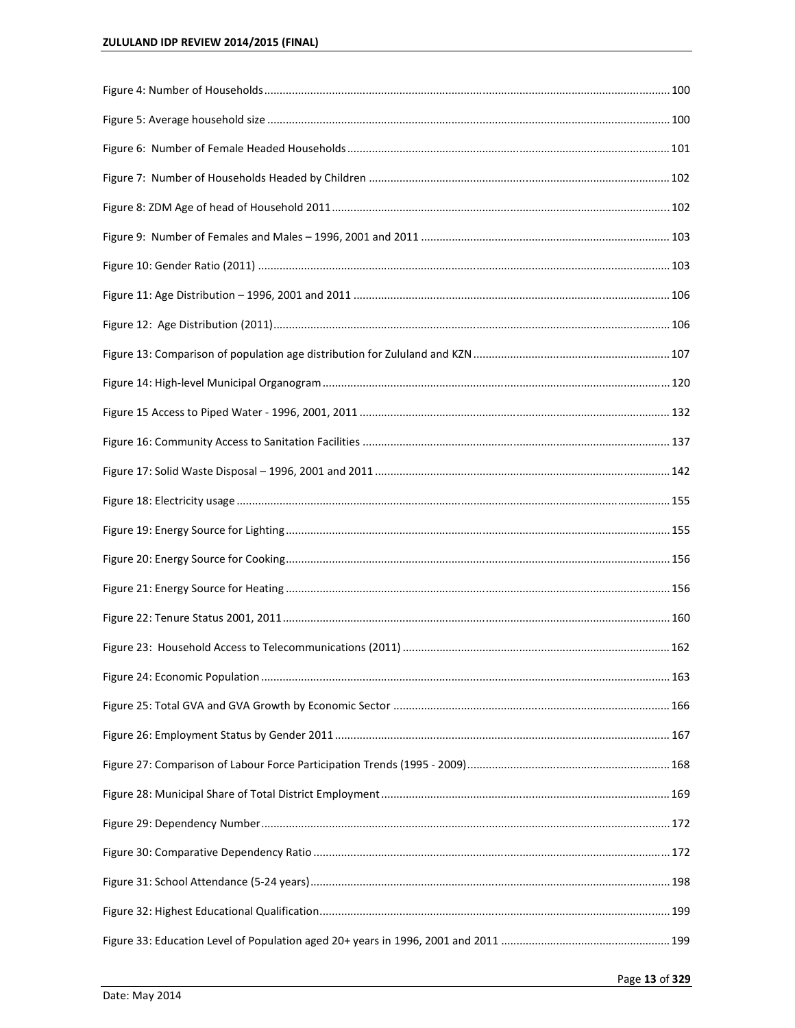Figure 4: Number of Households.......................................................................................................................100

Figure 5: Average household size .....................................................................................................................100

Figure 6: Number of Female Headed Households...........................................................................................101

Figure 7: Number of Households Headed by Children ....................................................................................102

Figure 8: ZDM Age of head of Household 2011 ...............................................................................................102

Figure 9: Number of Females and Males – 1996, 2001 and 2011 ....................................................................103

Figure 10: Gender Ratio (2011) .........................................................................................................................103

Figure 11: Age Distribution – 1996, 2001 and 2011 ..........................................................................................106

Figure 12: Age Distribution (2011).....................................................................................................................106

Figure 13: Comparison of population age distribution for Zululand and KZN ..................................................107

Figure 14: High-level Municipal Organogram ....................................................................................................120

Figure 15 Access to Piped Water - 1996, 2001, 2011 .......................................................................................132

Figure 16: Community Access to Sanitation Facilities .......................................................................................137

Figure 17: Solid Waste Disposal – 1996, 2001 and 2011 ..................................................................................142

Figure 18: Electricity usage ................................................................................................................................155

Figure 19: Energy Source for Lighting ................................................................................................................155

Figure 20: Energy Source for Cooking ................................................................................................................156

Figure 21: Energy Source for Heating ................................................................................................................156

Figure 22: Tenure Status 2001, 2011 .................................................................................................................160

Figure 23: Household Access to Telecommunications (2011) ...........................................................................162

Figure 24: Economic Population ........................................................................................................................163

Figure 25: Total GVA and GVA Growth by Economic Sector .............................................................................166

Figure 26: Employment Status by Gender 2011 ................................................................................................167

Figure 27: Comparison of Labour Force Participation Trends (1995 - 2009) .....................................................168

Figure 28: Municipal Share of Total District Employment .................................................................................169

Figure 29: Dependency Number ........................................................................................................................172

Figure 30: Comparative Dependency Ratio .......................................................................................................172

Figure 31: School Attendance (5-24 years) ........................................................................................................198

Figure 32: Highest Educational Qualification .....................................................................................................199

Figure 33: Education Level of Population aged 20+ years in 1996, 2001 and 2011 ..........................................199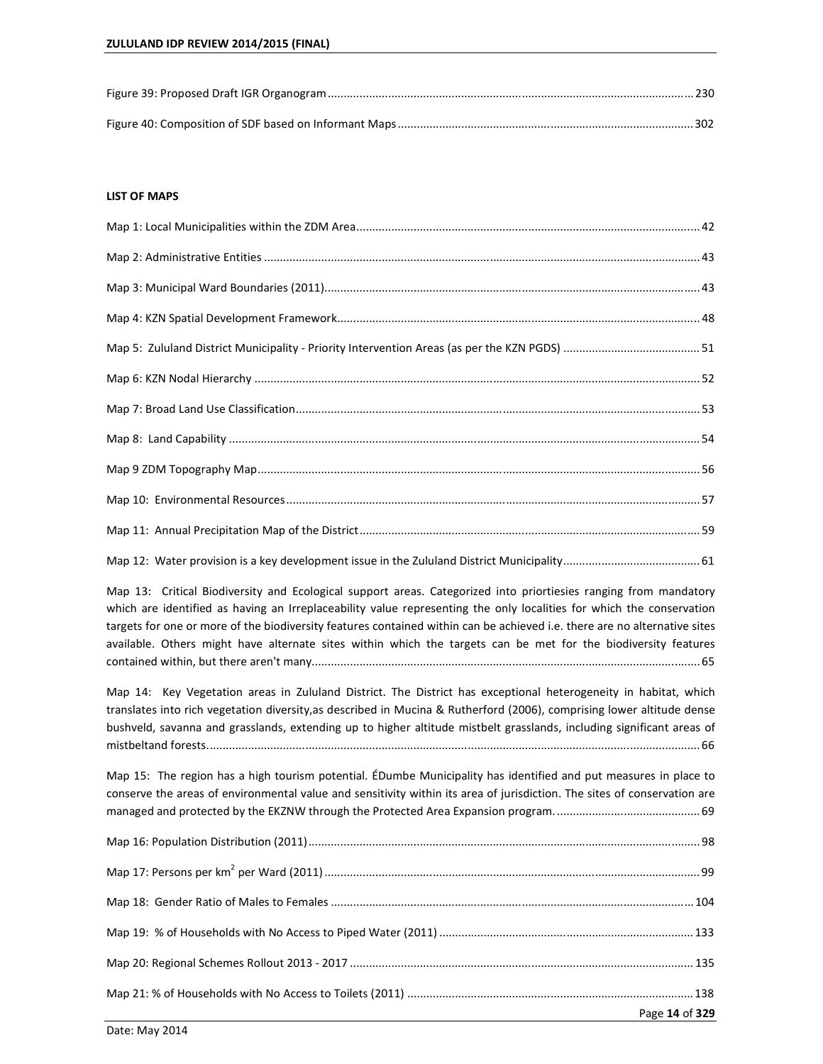Figure 39: Proposed Draft IGR Organogram ........................................................................................................ 230

Figure 40: Composition of SDF based on Informant Maps ................................................................................. 302

**LIST OF MAPS**

Map 1: Local Municipalities within the ZDM Area ............................................................................................. 42

Map 2: Administrative Entities .......................................................................................................................... 43

Map 3: Municipal Ward Boundaries (2011) ....................................................................................................... 43

Map 4: KZN Spatial Development Framework ................................................................................................... 48

Map 5: Zululand District Municipality - Priority Intervention Areas (as per the KZN PGDS) ............................... 51

Map 6: KZN Nodal Hierarchy ............................................................................................................................. 52

Map 7: Broad Land Use Classification ................................................................................................................ 53

Map 8: Land Capability ...................................................................................................................................... 54

Map 9 ZDM Topography Map ........................................................................................................................... 56

Map 10: Environmental Resources .................................................................................................................... 57

Map 11: Annual Precipitation Map of the District ............................................................................................. 59

Map 12: Water provision is a key development issue in the Zululand District Municipality .............................. 61

Map 13: Critical Biodiversity and Ecological support areas. Categorized into priortiesies ranging from mandatory which are identified as having an Irreplaceability value representing the only localities for which the conservation targets for one or more of the biodiversity features contained within can be achieved i.e. there are no alternative sites available. Others might have alternate sites within which the targets can be met for the biodiversity features contained within, but there aren't many. ........................................................................................................ 65

Map 14: Key Vegetation areas in Zululand District. The District has exceptional heterogeneity in habitat, which translates into rich vegetation diversity,as described in Mucina & Rutherford (2006), comprising lower altitude dense bushveld, savanna and grasslands, extending up to higher altitude mistbelt grasslands, including significant areas of mistbeltand forests. ......................................................................................................................................... 66

Map 15: The region has a high tourism potential. ÉDumbe Municipality has identified and put measures in place to conserve the areas of environmental value and sensitivity within its area of jurisdiction. The sites of conservation are managed and protected by the EKZNW through the Protected Area Expansion program. ............................................ 69

Map 16: Population Distribution (2011) ............................................................................................................ 98

Map 17: Persons per km$^2$ per Ward (2011) ...................................................................................................... 99

Map 18: Gender Ratio of Males to Females ..................................................................................................... 104

Map 19: % of Households with No Access to Piped Water (2011) ................................................................... 133

Map 20: Regional Schemes Rollout 2013 - 2017 .............................................................................................. 135

Map 21: % of Households with No Access to Toilets (2011) ............................................................................ 138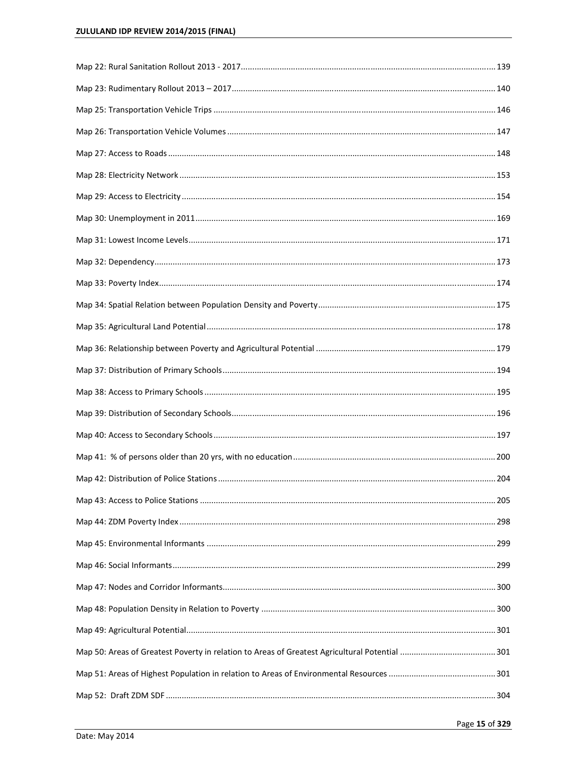Map 22: Rural Sanitation Rollout 2013 - 2017 .......... 139

Map 23: Rudimentary Rollout 2013 – 2017 .......... 140

Map 25: Transportation Vehicle Trips .......... 146

Map 26: Transportation Vehicle Volumes .......... 147

Map 27: Access to Roads .......... 148

Map 28: Electricity Network .......... 153

Map 29: Access to Electricity .......... 154

Map 30: Unemployment in 2011 .......... 169

Map 31: Lowest Income Levels .......... 171

Map 32: Dependency .......... 173

Map 33: Poverty Index .......... 174

Map 34: Spatial Relation between Population Density and Poverty .......... 175

Map 35: Agricultural Land Potential .......... 178

Map 36: Relationship between Poverty and Agricultural Potential .......... 179

Map 37: Distribution of Primary Schools .......... 194

Map 38: Access to Primary Schools .......... 195

Map 39: Distribution of Secondary Schools .......... 196

Map 40: Access to Secondary Schools .......... 197

Map 41: % of persons older than 20 yrs, with no education .......... 200

Map 42: Distribution of Police Stations .......... 204

Map 43: Access to Police Stations .......... 205

Map 44: ZDM Poverty Index .......... 298

Map 45: Environmental Informants .......... 299

Map 46: Social Informants .......... 299

Map 47: Nodes and Corridor Informants .......... 300

Map 48: Population Density in Relation to Poverty .......... 300

Map 49: Agricultural Potential .......... 301

Map 50: Areas of Greatest Poverty in relation to Areas of Greatest Agricultural Potential .......... 301

Map 51: Areas of Highest Population in relation to Areas of Environmental Resources .......... 301

Map 52: Draft ZDM SDF .......... 304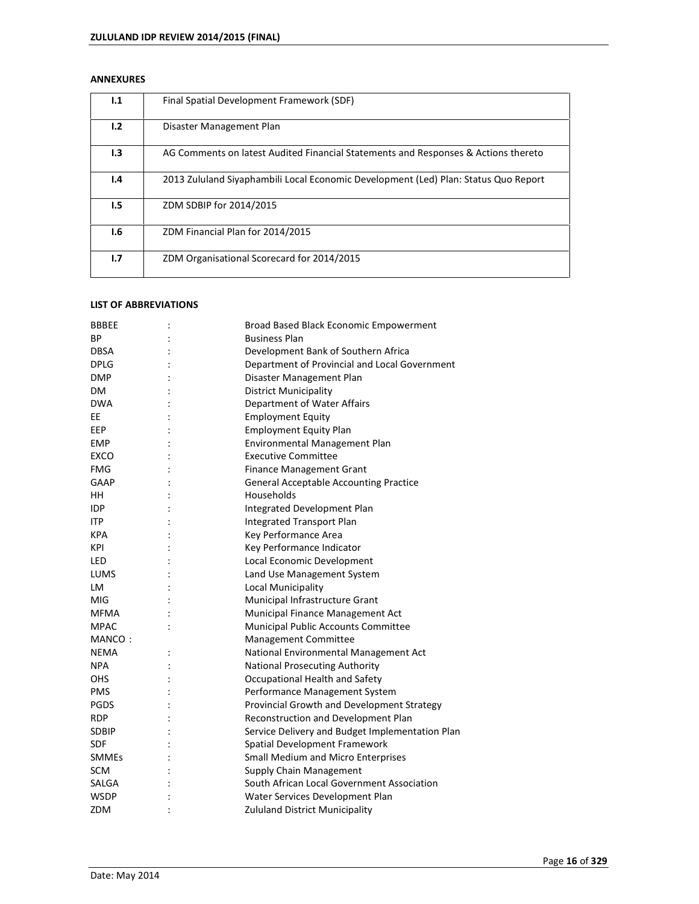**ANNEXURES**

| | |
|---|---|
| **I.1** | Final Spatial Development Framework (SDF) |
| **I.2** | Disaster Management Plan |
| **I.3** | AG Comments on latest Audited Financial Statements and Responses & Actions thereto |
| **I.4** | 2013 Zululand Siyaphambili Local Economic Development (Led) Plan: Status Quo Report |
| **I.5** | ZDM SDBIP for 2014/2015 |
| **I.6** | ZDM Financial Plan for 2014/2015 |
| **I.7** | ZDM Organisational Scorecard for 2014/2015 |

**LIST OF ABBREVIATIONS**

| | | |
|---|---|---|
| BBBEE | : | Broad Based Black Economic Empowerment |
| BP | : | Business Plan |
| DBSA | : | Development Bank of Southern Africa |
| DPLG | : | Department of Provincial and Local Government |
| DMP | : | Disaster Management Plan |
| DM | : | District Municipality |
| DWA | : | Department of Water Affairs |
| EE | : | Employment Equity |
| EEP | : | Employment Equity Plan |
| EMP | : | Environmental Management Plan |
| EXCO | : | Executive Committee |
| FMG | : | Finance Management Grant |
| GAAP | : | General Acceptable Accounting Practice |
| HH | : | Households |
| IDP | : | Integrated Development Plan |
| ITP | : | Integrated Transport Plan |
| KPA | : | Key Performance Area |
| KPI | : | Key Performance Indicator |
| LED | : | Local Economic Development |
| LUMS | : | Land Use Management System |
| LM | : | Local Municipality |
| MIG | : | Municipal Infrastructure Grant |
| MFMA | : | Municipal Finance Management Act |
| MPAC | : | Municipal Public Accounts Committee |
| MANCO | : | Management Committee |
| NEMA | : | National Environmental Management Act |
| NPA | : | National Prosecuting Authority |
| OHS | : | Occupational Health and Safety |
| PMS | : | Performance Management System |
| PGDS | : | Provincial Growth and Development Strategy |
| RDP | : | Reconstruction and Development Plan |
| SDBIP | : | Service Delivery and Budget Implementation Plan |
| SDF | : | Spatial Development Framework |
| SMMEs | : | Small Medium and Micro Enterprises |
| SCM | : | Supply Chain Management |
| SALGA | : | South African Local Government Association |
| WSDP | : | Water Services Development Plan |
| ZDM | : | Zululand District Municipality |